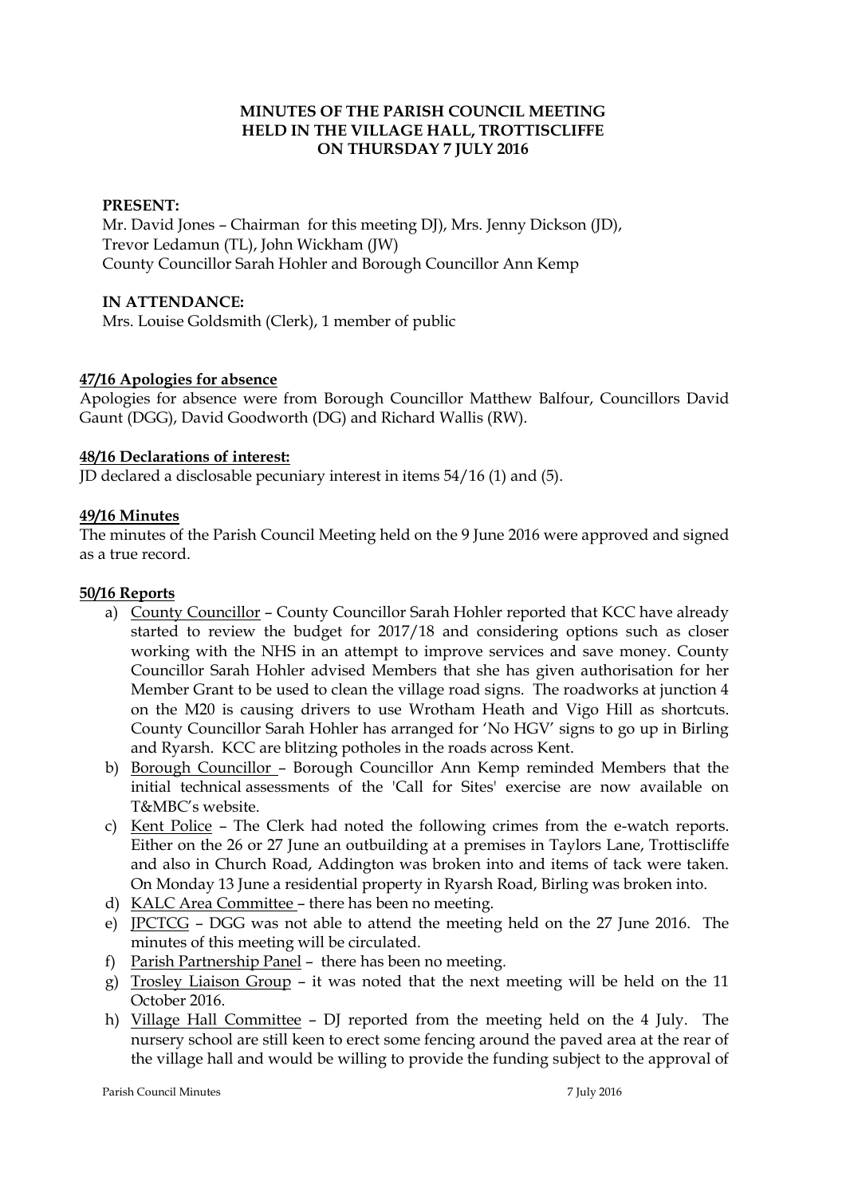# MINUTES OF THE PARISH COUNCIL MEETING HELD IN THE VILLAGE HALL, TROTTISCLIFFE ON THURSDAY 7 JULY 2016

**PRESENT:**

Mr. David Jones – Chairman for this meeting DJ), Mrs. Jenny Dickson (JD), Trevor Ledamun (TL), John Wickham (JW)
County Councillor Sarah Hohler and Borough Councillor Ann Kemp

**IN ATTENDANCE:**

Mrs. Louise Goldsmith (Clerk), 1 member of public

**47/16 Apologies for absence**

Apologies for absence were from Borough Councillor Matthew Balfour, Councillors David Gaunt (DGG), David Goodworth (DG) and Richard Wallis (RW).

**48/16 Declarations of interest:**

JD declared a disclosable pecuniary interest in items 54/16 (1) and (5).

**49/16 Minutes**

The minutes of the Parish Council Meeting held on the 9 June 2016 were approved and signed as a true record.

**50/16 Reports**

a) County Councillor – County Councillor Sarah Hohler reported that KCC have already started to review the budget for 2017/18 and considering options such as closer working with the NHS in an attempt to improve services and save money. County Councillor Sarah Hohler advised Members that she has given authorisation for her Member Grant to be used to clean the village road signs. The roadworks at junction 4 on the M20 is causing drivers to use Wrotham Heath and Vigo Hill as shortcuts. County Councillor Sarah Hohler has arranged for 'No HGV' signs to go up in Birling and Ryarsh. KCC are blitzing potholes in the roads across Kent.
b) Borough Councillor – Borough Councillor Ann Kemp reminded Members that the initial technical assessments of the 'Call for Sites' exercise are now available on T&MBC's website.
c) Kent Police – The Clerk had noted the following crimes from the e-watch reports. Either on the 26 or 27 June an outbuilding at a premises in Taylors Lane, Trottiscliffe and also in Church Road, Addington was broken into and items of tack were taken. On Monday 13 June a residential property in Ryarsh Road, Birling was broken into.
d) KALC Area Committee – there has been no meeting.
e) JPCTCG – DGG was not able to attend the meeting held on the 27 June 2016. The minutes of this meeting will be circulated.
f) Parish Partnership Panel – there has been no meeting.
g) Trosley Liaison Group – it was noted that the next meeting will be held on the 11 October 2016.
h) Village Hall Committee – DJ reported from the meeting held on the 4 July. The nursery school are still keen to erect some fencing around the paved area at the rear of the village hall and would be willing to provide the funding subject to the approval of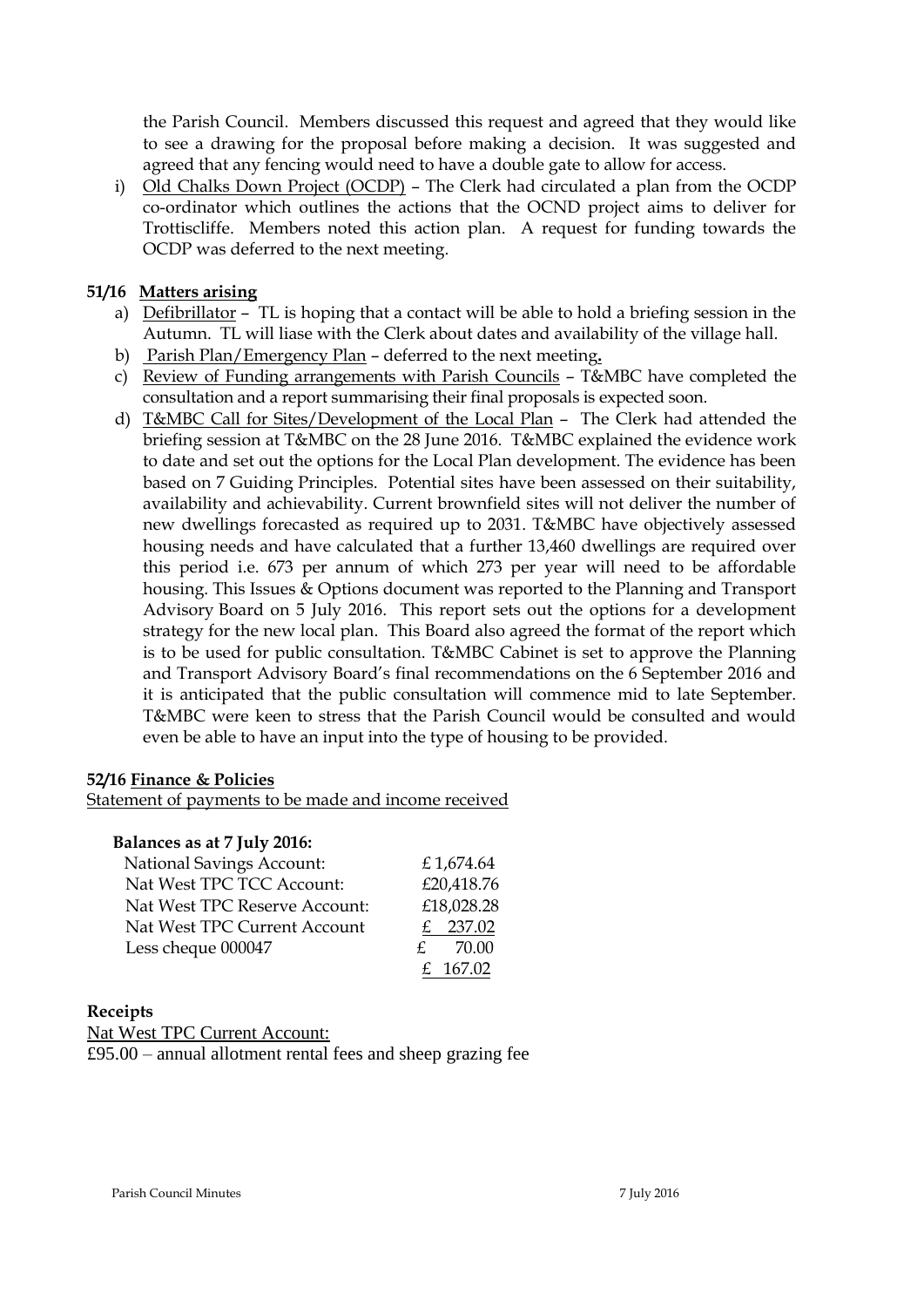the Parish Council. Members discussed this request and agreed that they would like to see a drawing for the proposal before making a decision. It was suggested and agreed that any fencing would need to have a double gate to allow for access.

i) Old Chalks Down Project (OCDP) – The Clerk had circulated a plan from the OCDP co-ordinator which outlines the actions that the OCND project aims to deliver for Trottiscliffe. Members noted this action plan. A request for funding towards the OCDP was deferred to the next meeting.

**51/16 Matters arising**

a) Defibrillator – TL is hoping that a contact will be able to hold a briefing session in the Autumn. TL will liase with the Clerk about dates and availability of the village hall.
b) Parish Plan/Emergency Plan – deferred to the next meeting**.**
c) Review of Funding arrangements with Parish Councils – T&MBC have completed the consultation and a report summarising their final proposals is expected soon.
d) T&MBC Call for Sites/Development of the Local Plan – The Clerk had attended the briefing session at T&MBC on the 28 June 2016. T&MBC explained the evidence work to date and set out the options for the Local Plan development. The evidence has been based on 7 Guiding Principles. Potential sites have been assessed on their suitability, availability and achievability. Current brownfield sites will not deliver the number of new dwellings forecasted as required up to 2031. T&MBC have objectively assessed housing needs and have calculated that a further 13,460 dwellings are required over this period i.e. 673 per annum of which 273 per year will need to be affordable housing. This Issues & Options document was reported to the Planning and Transport Advisory Board on 5 July 2016. This report sets out the options for a development strategy for the new local plan. This Board also agreed the format of the report which is to be used for public consultation. T&MBC Cabinet is set to approve the Planning and Transport Advisory Board's final recommendations on the 6 September 2016 and it is anticipated that the public consultation will commence mid to late September. T&MBC were keen to stress that the Parish Council would be consulted and would even be able to have an input into the type of housing to be provided.

**52/16 Finance & Policies**

Statement of payments to be made and income received

**Balances as at 7 July 2016:**

| | |
|---|---|
| National Savings Account: | £ 1,674.64 |
| Nat West TPC TCC Account: | £20,418.76 |
| Nat West TPC Reserve Account: | £18,028.28 |
| Nat West TPC Current Account | £ 237.02 |
| Less cheque 000047 | £ 70.00 |
| | £ 167.02 |

**Receipts**

Nat West TPC Current Account:

£95.00 – annual allotment rental fees and sheep grazing fee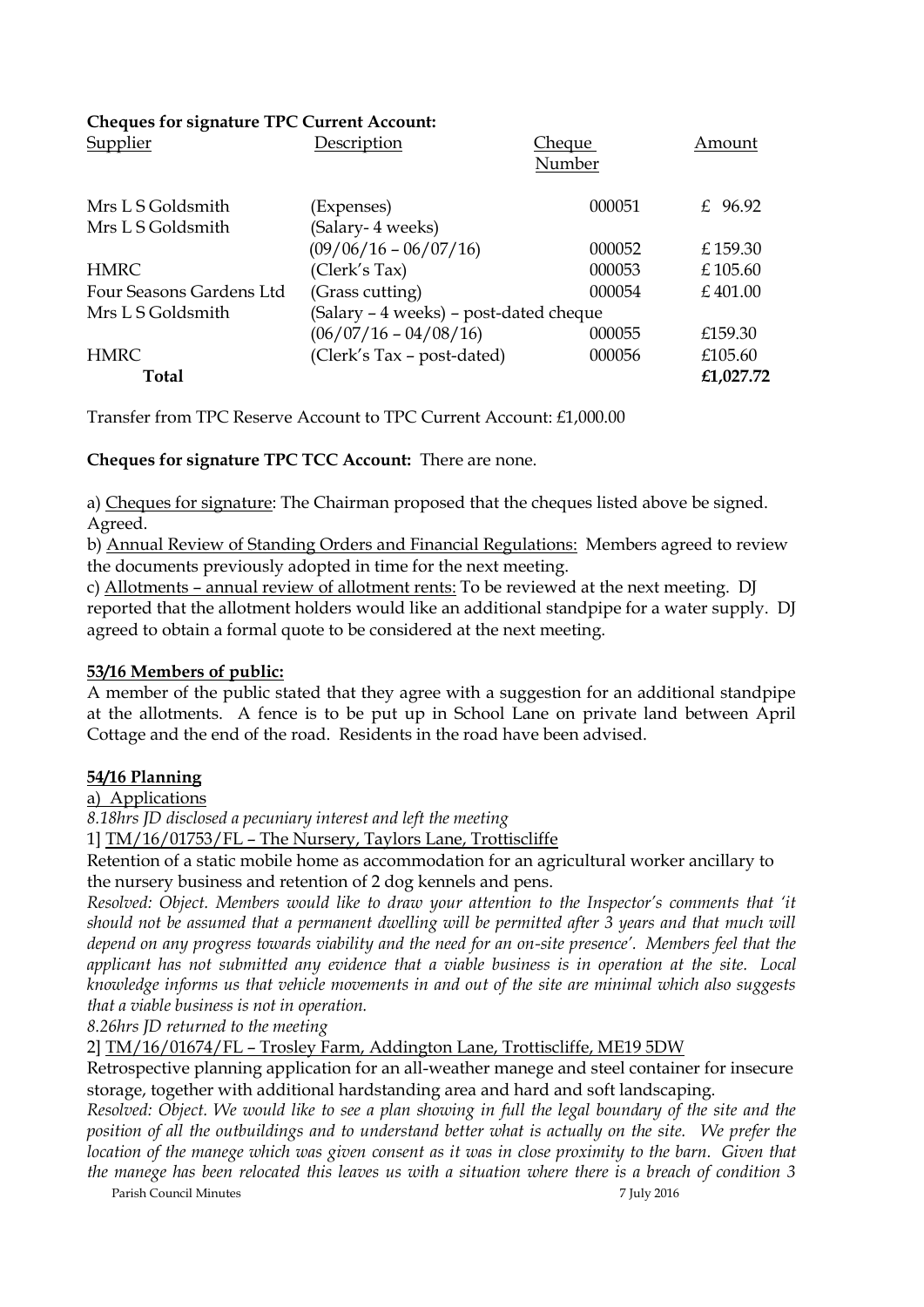**Cheques for signature TPC Current Account:**

| Supplier | Description | Cheque Number | Amount |
|---|---|---|---|
| Mrs L S Goldsmith | (Expenses) | 000051 | £ 96.92 |
| Mrs L S Goldsmith | (Salary- 4 weeks) (09/06/16 – 06/07/16) | 000052 | £ 159.30 |
| HMRC | (Clerk's Tax) | 000053 | £ 105.60 |
| Four Seasons Gardens Ltd | (Grass cutting) | 000054 | £ 401.00 |
| Mrs L S Goldsmith | (Salary – 4 weeks) – post-dated cheque (06/07/16 – 04/08/16) | 000055 | £159.30 |
| HMRC | (Clerk's Tax – post-dated) | 000056 | £105.60 |
| **Total** | | | **£1,027.72** |

Transfer from TPC Reserve Account to TPC Current Account: £1,000.00

**Cheques for signature TPC TCC Account:** There are none.

a) Cheques for signature: The Chairman proposed that the cheques listed above be signed. Agreed.
b) Annual Review of Standing Orders and Financial Regulations: Members agreed to review the documents previously adopted in time for the next meeting.
c) Allotments – annual review of allotment rents: To be reviewed at the next meeting. DJ reported that the allotment holders would like an additional standpipe for a water supply. DJ agreed to obtain a formal quote to be considered at the next meeting.

**53/16 Members of public:**

A member of the public stated that they agree with a suggestion for an additional standpipe at the allotments. A fence is to be put up in School Lane on private land between April Cottage and the end of the road. Residents in the road have been advised.

**54/16 Planning**

a) Applications

*8.18hrs JD disclosed a pecuniary interest and left the meeting*

1] TM/16/01753/FL – The Nursery, Taylors Lane, Trottiscliffe

Retention of a static mobile home as accommodation for an agricultural worker ancillary to the nursery business and retention of 2 dog kennels and pens.

*Resolved: Object. Members would like to draw your attention to the Inspector's comments that 'it should not be assumed that a permanent dwelling will be permitted after 3 years and that much will depend on any progress towards viability and the need for an on-site presence'. Members feel that the applicant has not submitted any evidence that a viable business is in operation at the site. Local knowledge informs us that vehicle movements in and out of the site are minimal which also suggests that a viable business is not in operation.*

*8.26hrs JD returned to the meeting*

2] TM/16/01674/FL – Trosley Farm, Addington Lane, Trottiscliffe, ME19 5DW

Retrospective planning application for an all-weather manege and steel container for insecure storage, together with additional hardstanding area and hard and soft landscaping.

*Resolved: Object. We would like to see a plan showing in full the legal boundary of the site and the position of all the outbuildings and to understand better what is actually on the site. We prefer the location of the manege which was given consent as it was in close proximity to the barn. Given that the manege has been relocated this leaves us with a situation where there is a breach of condition 3*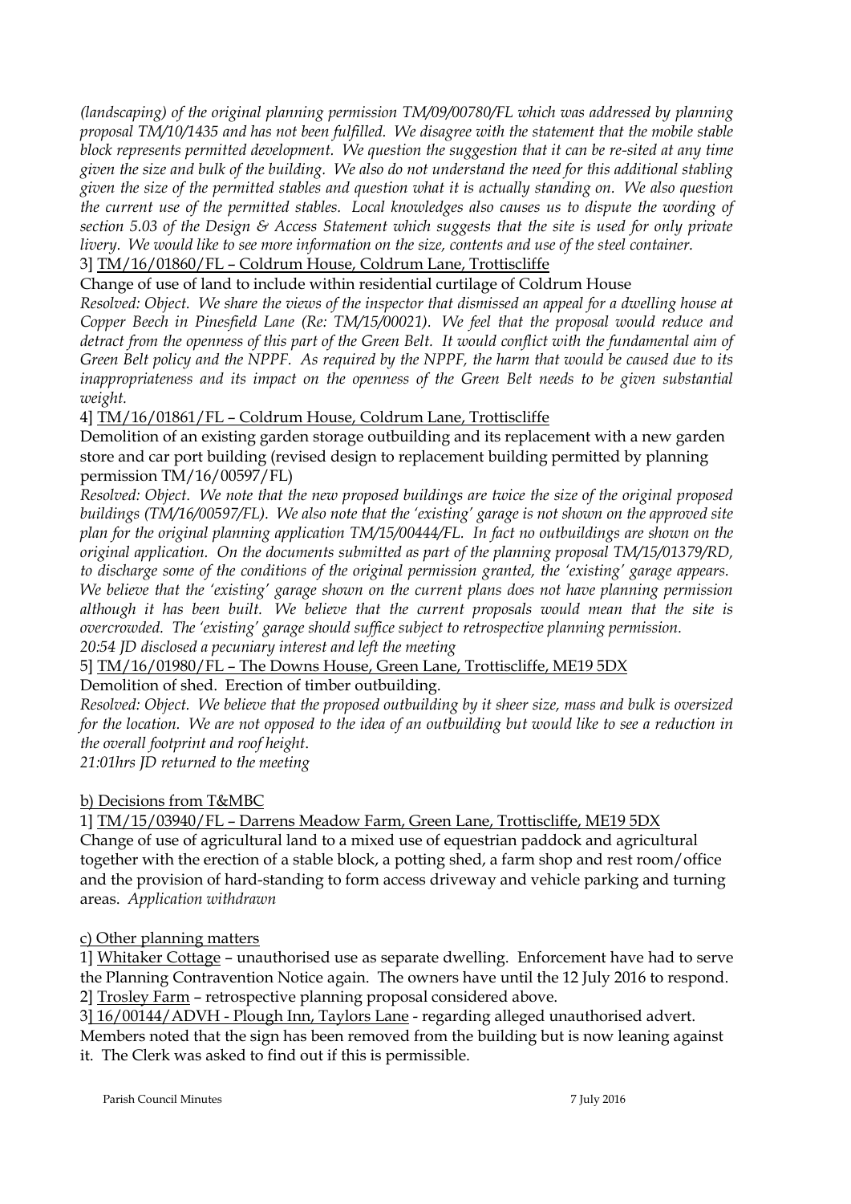*(landscaping) of the original planning permission TM/09/00780/FL which was addressed by planning proposal TM/10/1435 and has not been fulfilled. We disagree with the statement that the mobile stable block represents permitted development. We question the suggestion that it can be re-sited at any time given the size and bulk of the building. We also do not understand the need for this additional stabling given the size of the permitted stables and question what it is actually standing on. We also question the current use of the permitted stables. Local knowledges also causes us to dispute the wording of section 5.03 of the Design & Access Statement which suggests that the site is used for only private livery. We would like to see more information on the size, contents and use of the steel container.*

3] <u>TM/16/01860/FL – Coldrum House, Coldrum Lane, Trottiscliffe</u>

Change of use of land to include within residential curtilage of Coldrum House

*Resolved: Object. We share the views of the inspector that dismissed an appeal for a dwelling house at Copper Beech in Pinesfield Lane (Re: TM/15/00021). We feel that the proposal would reduce and detract from the openness of this part of the Green Belt. It would conflict with the fundamental aim of Green Belt policy and the NPPF. As required by the NPPF, the harm that would be caused due to its inappropriateness and its impact on the openness of the Green Belt needs to be given substantial weight.*

4] <u>TM/16/01861/FL – Coldrum House, Coldrum Lane, Trottiscliffe</u>

Demolition of an existing garden storage outbuilding and its replacement with a new garden store and car port building (revised design to replacement building permitted by planning permission TM/16/00597/FL)

*Resolved: Object. We note that the new proposed buildings are twice the size of the original proposed buildings (TM/16/00597/FL). We also note that the 'existing' garage is not shown on the approved site plan for the original planning application TM/15/00444/FL. In fact no outbuildings are shown on the original application. On the documents submitted as part of the planning proposal TM/15/01379/RD, to discharge some of the conditions of the original permission granted, the 'existing' garage appears. We believe that the 'existing' garage shown on the current plans does not have planning permission although it has been built. We believe that the current proposals would mean that the site is overcrowded. The 'existing' garage should suffice subject to retrospective planning permission.*

*20:54 JD disclosed a pecuniary interest and left the meeting*

5] <u>TM/16/01980/FL – The Downs House, Green Lane, Trottiscliffe, ME19 5DX</u>

Demolition of shed. Erection of timber outbuilding.

*Resolved: Object. We believe that the proposed outbuilding by it sheer size, mass and bulk is oversized for the location. We are not opposed to the idea of an outbuilding but would like to see a reduction in the overall footprint and roof height.*

*21:01hrs JD returned to the meeting*

<u>b) Decisions from T&MBC</u>

1] <u>TM/15/03940/FL – Darrens Meadow Farm, Green Lane, Trottiscliffe, ME19 5DX</u>

Change of use of agricultural land to a mixed use of equestrian paddock and agricultural together with the erection of a stable block, a potting shed, a farm shop and rest room/office and the provision of hard-standing to form access driveway and vehicle parking and turning areas. *Application withdrawn*

<u>c) Other planning matters</u>

1] <u>Whitaker Cottage</u> – unauthorised use as separate dwelling. Enforcement have had to serve the Planning Contravention Notice again. The owners have until the 12 July 2016 to respond.

2] <u>Trosley Farm</u> – retrospective planning proposal considered above.

3] <u>16/00144/ADVH - Plough Inn, Taylors Lane</u> - regarding alleged unauthorised advert. Members noted that the sign has been removed from the building but is now leaning against it. The Clerk was asked to find out if this is permissible.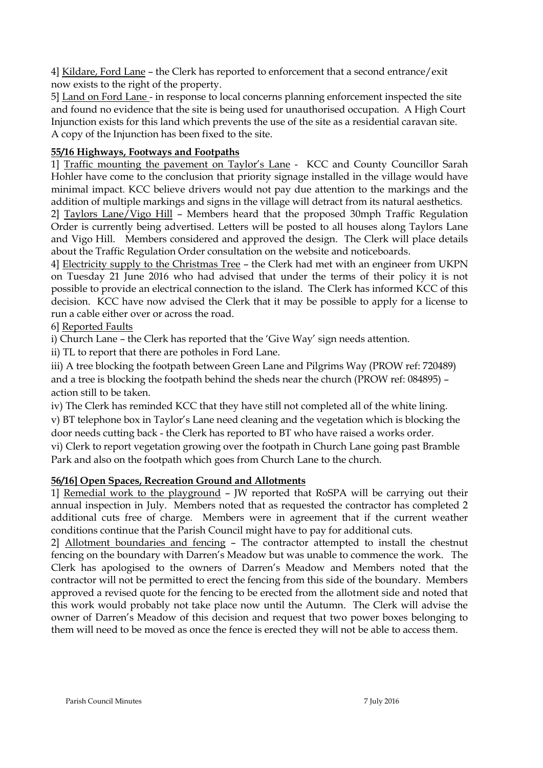4] Kildare, Ford Lane – the Clerk has reported to enforcement that a second entrance/exit now exists to the right of the property.

5] Land on Ford Lane - in response to local concerns planning enforcement inspected the site and found no evidence that the site is being used for unauthorised occupation. A High Court Injunction exists for this land which prevents the use of the site as a residential caravan site. A copy of the Injunction has been fixed to the site.

**55/16 Highways, Footways and Footpaths**

1] Traffic mounting the pavement on Taylor's Lane - KCC and County Councillor Sarah Hohler have come to the conclusion that priority signage installed in the village would have minimal impact. KCC believe drivers would not pay due attention to the markings and the addition of multiple markings and signs in the village will detract from its natural aesthetics.

2] Taylors Lane/Vigo Hill – Members heard that the proposed 30mph Traffic Regulation Order is currently being advertised. Letters will be posted to all houses along Taylors Lane and Vigo Hill. Members considered and approved the design. The Clerk will place details about the Traffic Regulation Order consultation on the website and noticeboards.

4] Electricity supply to the Christmas Tree – the Clerk had met with an engineer from UKPN on Tuesday 21 June 2016 who had advised that under the terms of their policy it is not possible to provide an electrical connection to the island. The Clerk has informed KCC of this decision. KCC have now advised the Clerk that it may be possible to apply for a license to run a cable either over or across the road.

6] Reported Faults

i) Church Lane – the Clerk has reported that the 'Give Way' sign needs attention.

ii) TL to report that there are potholes in Ford Lane.

iii) A tree blocking the footpath between Green Lane and Pilgrims Way (PROW ref: 720489) and a tree is blocking the footpath behind the sheds near the church (PROW ref: 084895) – action still to be taken.

iv) The Clerk has reminded KCC that they have still not completed all of the white lining.

v) BT telephone box in Taylor's Lane need cleaning and the vegetation which is blocking the door needs cutting back - the Clerk has reported to BT who have raised a works order.

vi) Clerk to report vegetation growing over the footpath in Church Lane going past Bramble Park and also on the footpath which goes from Church Lane to the church.

**56/16] Open Spaces, Recreation Ground and Allotments**

1] Remedial work to the playground – JW reported that RoSPA will be carrying out their annual inspection in July. Members noted that as requested the contractor has completed 2 additional cuts free of charge. Members were in agreement that if the current weather conditions continue that the Parish Council might have to pay for additional cuts.

2] Allotment boundaries and fencing – The contractor attempted to install the chestnut fencing on the boundary with Darren's Meadow but was unable to commence the work. The Clerk has apologised to the owners of Darren's Meadow and Members noted that the contractor will not be permitted to erect the fencing from this side of the boundary. Members approved a revised quote for the fencing to be erected from the allotment side and noted that this work would probably not take place now until the Autumn. The Clerk will advise the owner of Darren's Meadow of this decision and request that two power boxes belonging to them will need to be moved as once the fence is erected they will not be able to access them.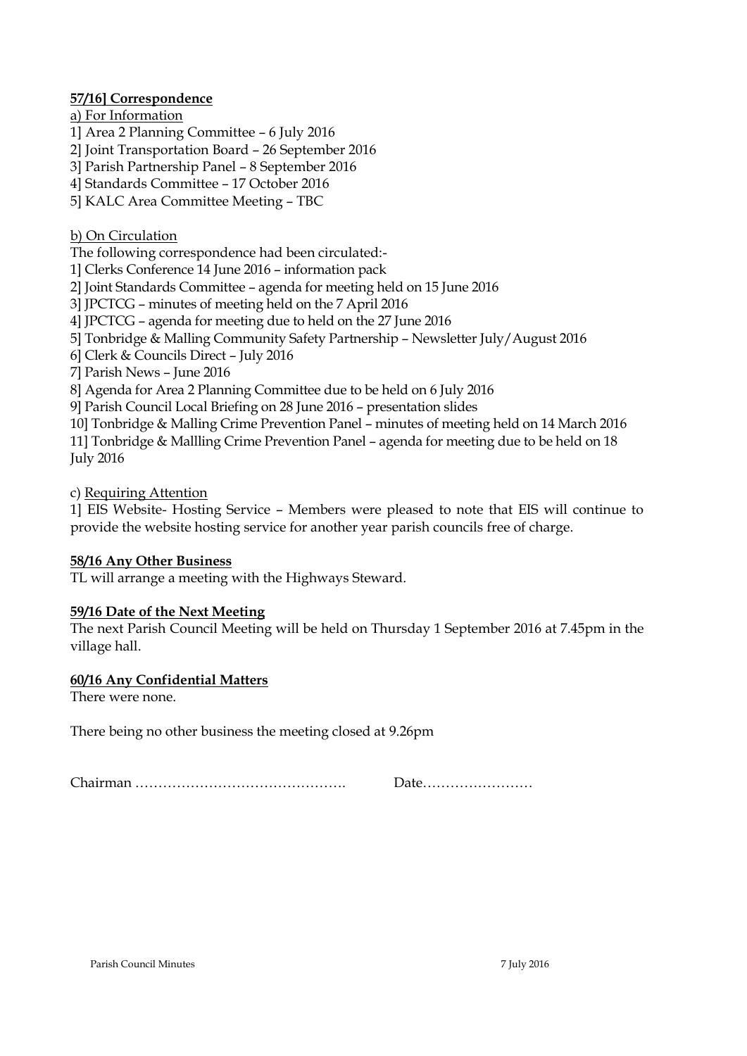**57/16] Correspondence**

a) For Information

1] Area 2 Planning Committee – 6 July 2016
2] Joint Transportation Board – 26 September 2016
3] Parish Partnership Panel – 8 September 2016
4] Standards Committee – 17 October 2016
5] KALC Area Committee Meeting – TBC

b) On Circulation

The following correspondence had been circulated:-

1] Clerks Conference 14 June 2016 – information pack
2] Joint Standards Committee – agenda for meeting held on 15 June 2016
3] JPCTCG – minutes of meeting held on the 7 April 2016
4] JPCTCG – agenda for meeting due to held on the 27 June 2016
5] Tonbridge & Malling Community Safety Partnership – Newsletter July/August 2016
6] Clerk & Councils Direct – July 2016
7] Parish News – June 2016
8] Agenda for Area 2 Planning Committee due to be held on 6 July 2016
9] Parish Council Local Briefing on 28 June 2016 – presentation slides
10] Tonbridge & Malling Crime Prevention Panel – minutes of meeting held on 14 March 2016
11] Tonbridge & Mallling Crime Prevention Panel – agenda for meeting due to be held on 18 July 2016

c) Requiring Attention

1] EIS Website- Hosting Service – Members were pleased to note that EIS will continue to provide the website hosting service for another year parish councils free of charge.

**58/16 Any Other Business**

TL will arrange a meeting with the Highways Steward.

**59/16 Date of the Next Meeting**

The next Parish Council Meeting will be held on Thursday 1 September 2016 at 7.45pm in the village hall.

**60/16 Any Confidential Matters**

There were none.

There being no other business the meeting closed at 9.26pm

Chairman ………………………………………. Date……………………